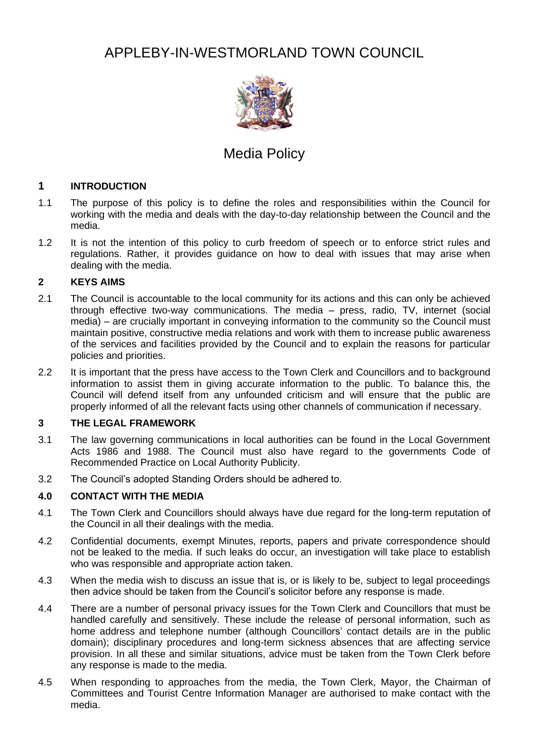# APPLEBY-IN-WESTMORLAND TOWN COUNCIL

## Media Policy

### 1 INTRODUCTION

1.1 The purpose of this policy is to define the roles and responsibilities within the Council for working with the media and deals with the day-to-day relationship between the Council and the media.

1.2 It is not the intention of this policy to curb freedom of speech or to enforce strict rules and regulations. Rather, it provides guidance on how to deal with issues that may arise when dealing with the media.

### 2 KEYS AIMS

2.1 The Council is accountable to the local community for its actions and this can only be achieved through effective two-way communications. The media – press, radio, TV, internet (social media) – are crucially important in conveying information to the community so the Council must maintain positive, constructive media relations and work with them to increase public awareness of the services and facilities provided by the Council and to explain the reasons for particular policies and priorities.

2.2 It is important that the press have access to the Town Clerk and Councillors and to background information to assist them in giving accurate information to the public. To balance this, the Council will defend itself from any unfounded criticism and will ensure that the public are properly informed of all the relevant facts using other channels of communication if necessary.

### 3 THE LEGAL FRAMEWORK

3.1 The law governing communications in local authorities can be found in the Local Government Acts 1986 and 1988. The Council must also have regard to the governments Code of Recommended Practice on Local Authority Publicity.

3.2 The Council's adopted Standing Orders should be adhered to.

### 4.0 CONTACT WITH THE MEDIA

4.1 The Town Clerk and Councillors should always have due regard for the long-term reputation of the Council in all their dealings with the media.

4.2 Confidential documents, exempt Minutes, reports, papers and private correspondence should not be leaked to the media. If such leaks do occur, an investigation will take place to establish who was responsible and appropriate action taken.

4.3 When the media wish to discuss an issue that is, or is likely to be, subject to legal proceedings then advice should be taken from the Council's solicitor before any response is made.

4.4 There are a number of personal privacy issues for the Town Clerk and Councillors that must be handled carefully and sensitively. These include the release of personal information, such as home address and telephone number (although Councillors' contact details are in the public domain); disciplinary procedures and long-term sickness absences that are affecting service provision. In all these and similar situations, advice must be taken from the Town Clerk before any response is made to the media.

4.5 When responding to approaches from the media, the Town Clerk, Mayor, the Chairman of Committees and Tourist Centre Information Manager are authorised to make contact with the media.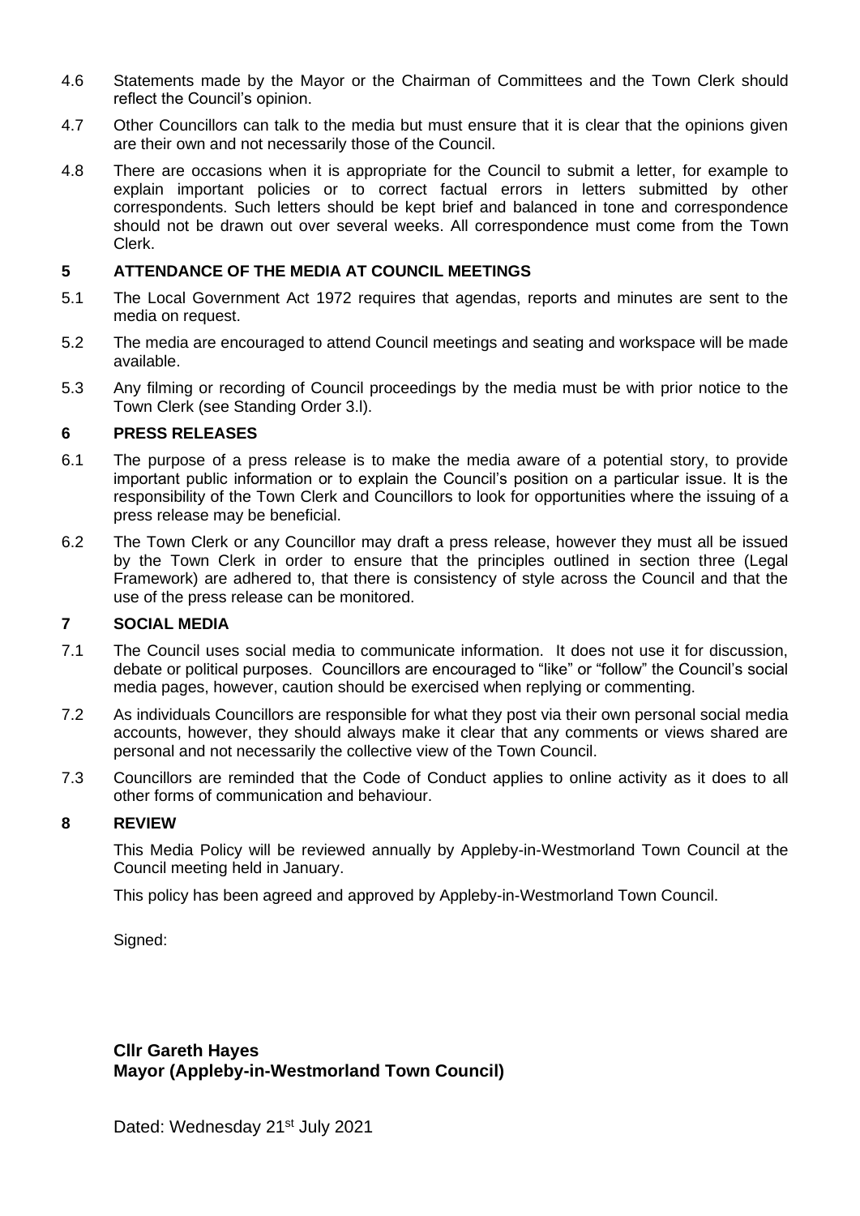4.6 Statements made by the Mayor or the Chairman of Committees and the Town Clerk should reflect the Council's opinion.

4.7 Other Councillors can talk to the media but must ensure that it is clear that the opinions given are their own and not necessarily those of the Council.

4.8 There are occasions when it is appropriate for the Council to submit a letter, for example to explain important policies or to correct factual errors in letters submitted by other correspondents. Such letters should be kept brief and balanced in tone and correspondence should not be drawn out over several weeks. All correspondence must come from the Town Clerk.

## 5 ATTENDANCE OF THE MEDIA AT COUNCIL MEETINGS

5.1 The Local Government Act 1972 requires that agendas, reports and minutes are sent to the media on request.

5.2 The media are encouraged to attend Council meetings and seating and workspace will be made available.

5.3 Any filming or recording of Council proceedings by the media must be with prior notice to the Town Clerk (see Standing Order 3.l).

## 6 PRESS RELEASES

6.1 The purpose of a press release is to make the media aware of a potential story, to provide important public information or to explain the Council's position on a particular issue. It is the responsibility of the Town Clerk and Councillors to look for opportunities where the issuing of a press release may be beneficial.

6.2 The Town Clerk or any Councillor may draft a press release, however they must all be issued by the Town Clerk in order to ensure that the principles outlined in section three (Legal Framework) are adhered to, that there is consistency of style across the Council and that the use of the press release can be monitored.

## 7 SOCIAL MEDIA

7.1 The Council uses social media to communicate information. It does not use it for discussion, debate or political purposes. Councillors are encouraged to "like" or "follow" the Council's social media pages, however, caution should be exercised when replying or commenting.

7.2 As individuals Councillors are responsible for what they post via their own personal social media accounts, however, they should always make it clear that any comments or views shared are personal and not necessarily the collective view of the Town Council.

7.3 Councillors are reminded that the Code of Conduct applies to online activity as it does to all other forms of communication and behaviour.

## 8 REVIEW

This Media Policy will be reviewed annually by Appleby-in-Westmorland Town Council at the Council meeting held in January.

This policy has been agreed and approved by Appleby-in-Westmorland Town Council.

Signed:

**Cllr Gareth Hayes**
**Mayor (Appleby-in-Westmorland Town Council)**

Dated: Wednesday 21st July 2021